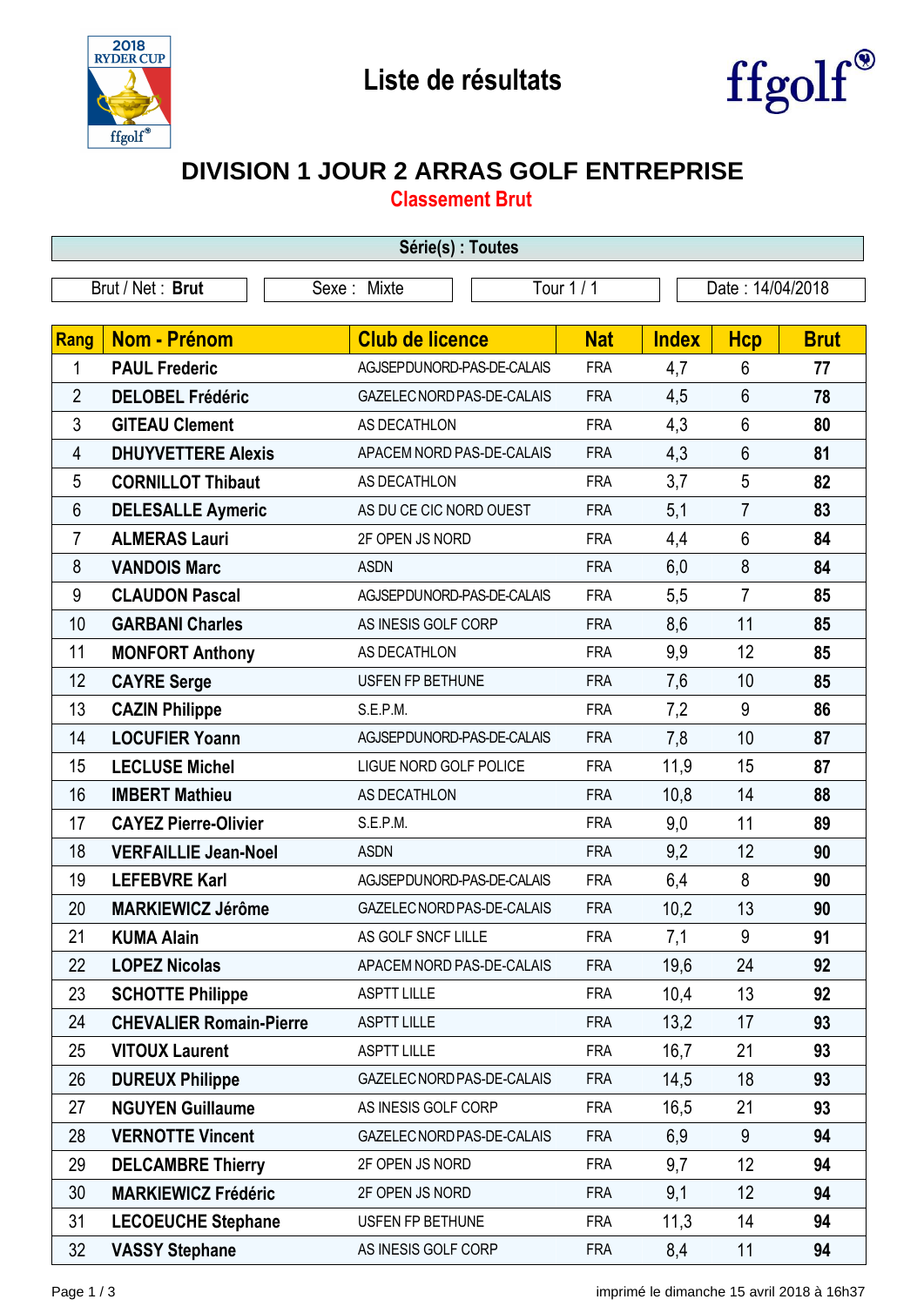# Liste de résultats

## DIVISION 1 JOUR 2 ARRAS GOLF ENTREPRISE

### Classement Brut

**Série(s) : Toutes**

Brut / Net : **Brut** | Sexe : Mixte | Tour 1 / 1 | Date : 14/04/2018

| Rang | Nom - Prénom | Club de licence | Nat | Index | Hcp | Brut |
|---|---|---|---|---|---|---|
| 1 | **PAUL Frederic** | AGJSEPDUNORD-PAS-DE-CALAIS | FRA | 4,7 | 6 | **77** |
| 2 | **DELOBEL Frédéric** | GAZELECNORDPAS-DE-CALAIS | FRA | 4,5 | 6 | **78** |
| 3 | **GITEAU Clement** | AS DECATHLON | FRA | 4,3 | 6 | **80** |
| 4 | **DHUYVETTERE Alexis** | APACEM NORD PAS-DE-CALAIS | FRA | 4,3 | 6 | **81** |
| 5 | **CORNILLOT Thibaut** | AS DECATHLON | FRA | 3,7 | 5 | **82** |
| 6 | **DELESALLE Aymeric** | AS DU CE CIC NORD OUEST | FRA | 5,1 | 7 | **83** |
| 7 | **ALMERAS Lauri** | 2F OPEN JS NORD | FRA | 4,4 | 6 | **84** |
| 8 | **VANDOIS Marc** | ASDN | FRA | 6,0 | 8 | **84** |
| 9 | **CLAUDON Pascal** | AGJSEPDUNORD-PAS-DE-CALAIS | FRA | 5,5 | 7 | **85** |
| 10 | **GARBANI Charles** | AS INESIS GOLF CORP | FRA | 8,6 | 11 | **85** |
| 11 | **MONFORT Anthony** | AS DECATHLON | FRA | 9,9 | 12 | **85** |
| 12 | **CAYRE Serge** | USFEN FP BETHUNE | FRA | 7,6 | 10 | **85** |
| 13 | **CAZIN Philippe** | S.E.P.M. | FRA | 7,2 | 9 | **86** |
| 14 | **LOCUFIER Yoann** | AGJSEPDUNORD-PAS-DE-CALAIS | FRA | 7,8 | 10 | **87** |
| 15 | **LECLUSE Michel** | LIGUE NORD GOLF POLICE | FRA | 11,9 | 15 | **87** |
| 16 | **IMBERT Mathieu** | AS DECATHLON | FRA | 10,8 | 14 | **88** |
| 17 | **CAYEZ Pierre-Olivier** | S.E.P.M. | FRA | 9,0 | 11 | **89** |
| 18 | **VERFAILLIE Jean-Noel** | ASDN | FRA | 9,2 | 12 | **90** |
| 19 | **LEFEBVRE Karl** | AGJSEPDUNORD-PAS-DE-CALAIS | FRA | 6,4 | 8 | **90** |
| 20 | **MARKIEWICZ Jérôme** | GAZELECNORDPAS-DE-CALAIS | FRA | 10,2 | 13 | **90** |
| 21 | **KUMA Alain** | AS GOLF SNCF LILLE | FRA | 7,1 | 9 | **91** |
| 22 | **LOPEZ Nicolas** | APACEM NORD PAS-DE-CALAIS | FRA | 19,6 | 24 | **92** |
| 23 | **SCHOTTE Philippe** | ASPTT LILLE | FRA | 10,4 | 13 | **92** |
| 24 | **CHEVALIER Romain-Pierre** | ASPTT LILLE | FRA | 13,2 | 17 | **93** |
| 25 | **VITOUX Laurent** | ASPTT LILLE | FRA | 16,7 | 21 | **93** |
| 26 | **DUREUX Philippe** | GAZELECNORDPAS-DE-CALAIS | FRA | 14,5 | 18 | **93** |
| 27 | **NGUYEN Guillaume** | AS INESIS GOLF CORP | FRA | 16,5 | 21 | **93** |
| 28 | **VERNOTTE Vincent** | GAZELECNORDPAS-DE-CALAIS | FRA | 6,9 | 9 | **94** |
| 29 | **DELCAMBRE Thierry** | 2F OPEN JS NORD | FRA | 9,7 | 12 | **94** |
| 30 | **MARKIEWICZ Frédéric** | 2F OPEN JS NORD | FRA | 9,1 | 12 | **94** |
| 31 | **LECOEUCHE Stephane** | USFEN FP BETHUNE | FRA | 11,3 | 14 | **94** |
| 32 | **VASSY Stephane** | AS INESIS GOLF CORP | FRA | 8,4 | 11 | **94** |

imprimé le dimanche 15 avril 2018 à 16h37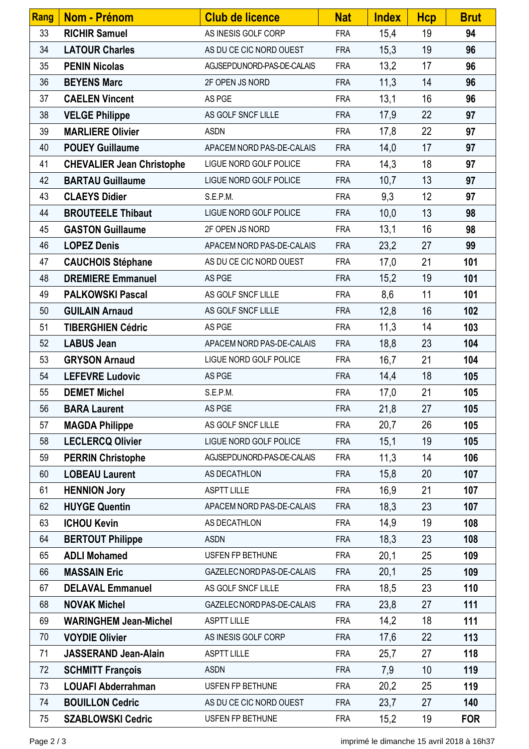| Rang | Nom - Prénom | Club de licence | Nat | Index | Hcp | Brut |
|---|---|---|---|---|---|---|
| 33 | **RICHIR Samuel** | AS INESIS GOLF CORP | FRA | 15,4 | 19 | **94** |
| 34 | **LATOUR Charles** | AS DU CE CIC NORD OUEST | FRA | 15,3 | 19 | **96** |
| 35 | **PENIN Nicolas** | AGJSEPDUNORD-PAS-DE-CALAIS | FRA | 13,2 | 17 | **96** |
| 36 | **BEYENS Marc** | 2F OPEN JS NORD | FRA | 11,3 | 14 | **96** |
| 37 | **CAELEN Vincent** | AS PGE | FRA | 13,1 | 16 | **96** |
| 38 | **VELGE Philippe** | AS GOLF SNCF LILLE | FRA | 17,9 | 22 | **97** |
| 39 | **MARLIERE Olivier** | ASDN | FRA | 17,8 | 22 | **97** |
| 40 | **POUEY Guillaume** | APACEM NORD PAS-DE-CALAIS | FRA | 14,0 | 17 | **97** |
| 41 | **CHEVALIER Jean Christophe** | LIGUE NORD GOLF POLICE | FRA | 14,3 | 18 | **97** |
| 42 | **BARTAU Guillaume** | LIGUE NORD GOLF POLICE | FRA | 10,7 | 13 | **97** |
| 43 | **CLAEYS Didier** | S.E.P.M. | FRA | 9,3 | 12 | **97** |
| 44 | **BROUTEELE Thibaut** | LIGUE NORD GOLF POLICE | FRA | 10,0 | 13 | **98** |
| 45 | **GASTON Guillaume** | 2F OPEN JS NORD | FRA | 13,1 | 16 | **98** |
| 46 | **LOPEZ Denis** | APACEM NORD PAS-DE-CALAIS | FRA | 23,2 | 27 | **99** |
| 47 | **CAUCHOIS Stéphane** | AS DU CE CIC NORD OUEST | FRA | 17,0 | 21 | **101** |
| 48 | **DREMIERE Emmanuel** | AS PGE | FRA | 15,2 | 19 | **101** |
| 49 | **PALKOWSKI Pascal** | AS GOLF SNCF LILLE | FRA | 8,6 | 11 | **101** |
| 50 | **GUILAIN Arnaud** | AS GOLF SNCF LILLE | FRA | 12,8 | 16 | **102** |
| 51 | **TIBERGHIEN Cédric** | AS PGE | FRA | 11,3 | 14 | **103** |
| 52 | **LABUS Jean** | APACEM NORD PAS-DE-CALAIS | FRA | 18,8 | 23 | **104** |
| 53 | **GRYSON Arnaud** | LIGUE NORD GOLF POLICE | FRA | 16,7 | 21 | **104** |
| 54 | **LEFEVRE Ludovic** | AS PGE | FRA | 14,4 | 18 | **105** |
| 55 | **DEMET Michel** | S.E.P.M. | FRA | 17,0 | 21 | **105** |
| 56 | **BARA Laurent** | AS PGE | FRA | 21,8 | 27 | **105** |
| 57 | **MAGDA Philippe** | AS GOLF SNCF LILLE | FRA | 20,7 | 26 | **105** |
| 58 | **LECLERCQ Olivier** | LIGUE NORD GOLF POLICE | FRA | 15,1 | 19 | **105** |
| 59 | **PERRIN Christophe** | AGJSEPDUNORD-PAS-DE-CALAIS | FRA | 11,3 | 14 | **106** |
| 60 | **LOBEAU Laurent** | AS DECATHLON | FRA | 15,8 | 20 | **107** |
| 61 | **HENNION Jory** | ASPTT LILLE | FRA | 16,9 | 21 | **107** |
| 62 | **HUYGE Quentin** | APACEM NORD PAS-DE-CALAIS | FRA | 18,3 | 23 | **107** |
| 63 | **ICHOU Kevin** | AS DECATHLON | FRA | 14,9 | 19 | **108** |
| 64 | **BERTOUT Philippe** | ASDN | FRA | 18,3 | 23 | **108** |
| 65 | **ADLI Mohamed** | USFEN FP BETHUNE | FRA | 20,1 | 25 | **109** |
| 66 | **MASSAIN Eric** | GAZELEC NORD PAS-DE-CALAIS | FRA | 20,1 | 25 | **109** |
| 67 | **DELAVAL Emmanuel** | AS GOLF SNCF LILLE | FRA | 18,5 | 23 | **110** |
| 68 | **NOVAK Michel** | GAZELEC NORD PAS-DE-CALAIS | FRA | 23,8 | 27 | **111** |
| 69 | **WARINGHEM Jean-Michel** | ASPTT LILLE | FRA | 14,2 | 18 | **111** |
| 70 | **VOYDIE Olivier** | AS INESIS GOLF CORP | FRA | 17,6 | 22 | **113** |
| 71 | **JASSERAND Jean-Alain** | ASPTT LILLE | FRA | 25,7 | 27 | **118** |
| 72 | **SCHMITT François** | ASDN | FRA | 7,9 | 10 | **119** |
| 73 | **LOUAFI Abderrahman** | USFEN FP BETHUNE | FRA | 20,2 | 25 | **119** |
| 74 | **BOUILLON Cedric** | AS DU CE CIC NORD OUEST | FRA | 23,7 | 27 | **140** |
| 75 | **SZABLOWSKI Cedric** | USFEN FP BETHUNE | FRA | 15,2 | 19 | **FOR** |

imprimé le dimanche 15 avril 2018 à 16h37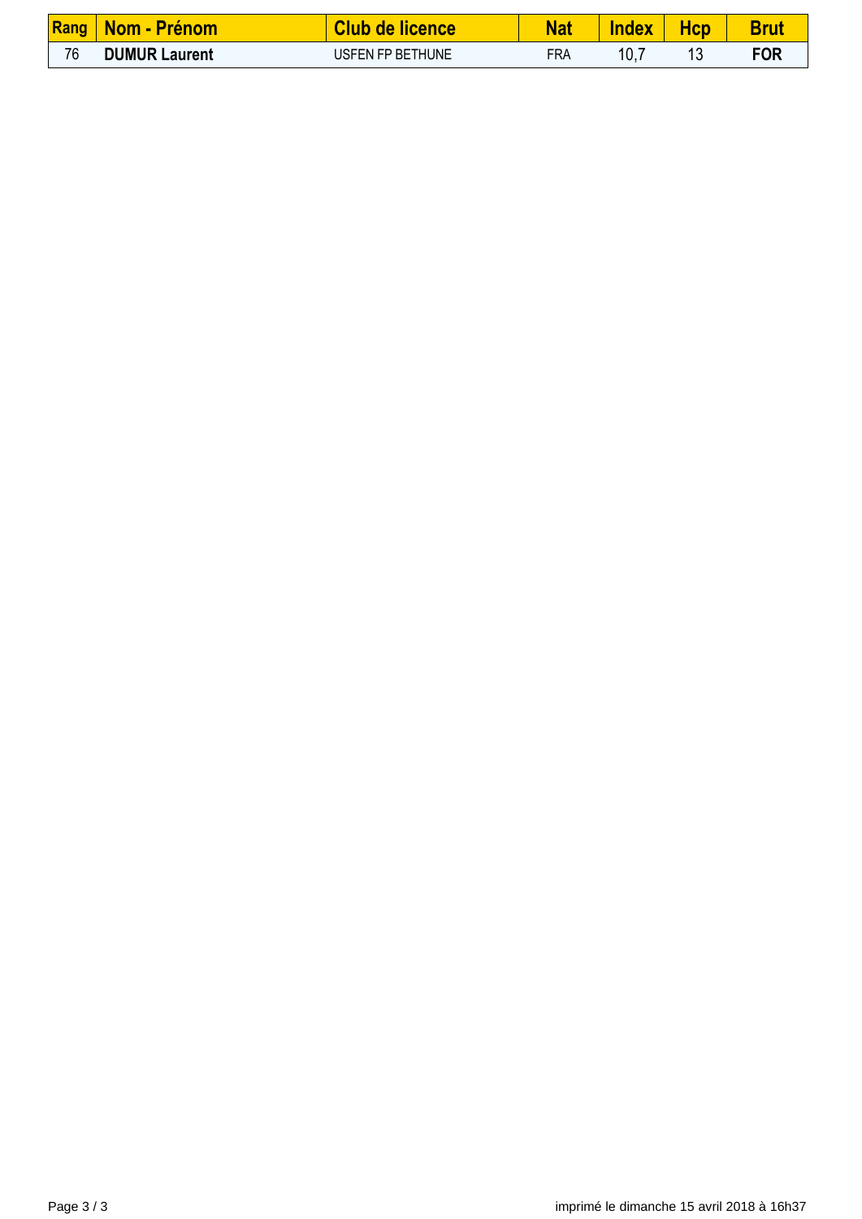| Rang | Nom - Prénom | Club de licence | Nat | Index | Hcp | Brut |
|---|---|---|---|---|---|---|
| 76 | **DUMUR Laurent** | USFEN FP BETHUNE | FRA | 10,7 | 13 | **FOR** |

imprimé le dimanche 15 avril 2018 à 16h37